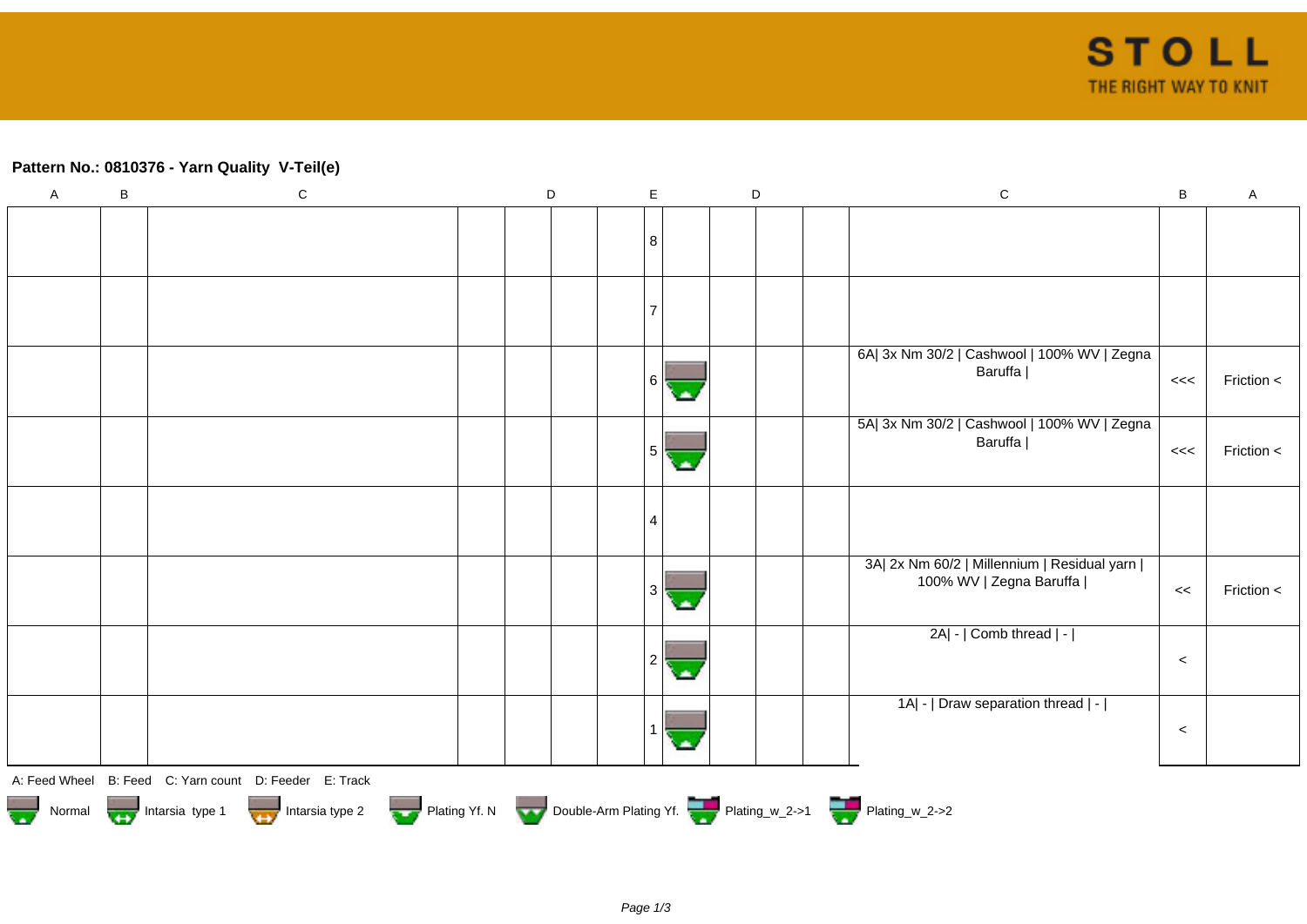**STOLL** THE RIGHT WAY TO KNIT

### Pattern No.: 0810376 - Yarn Quality  V-Teil(e)

| A | B | C | D | D | D | D | E | D | D | D | D | C | B | A |
|---|---|---|---|---|---|---|---|---|---|---|---|---|---|---|
| | | | | | | | 8 | | | | | | | |
| | | | | | | | 7 | | | | | | | |
| | | | | | | | 6 | Normal | | | | 6A\| 3x Nm 30/2 \| Cashwool \| 100% WV \| Zegna Baruffa \| | <<< | Friction < |
| | | | | | | | 5 | Normal | | | | 5A\| 3x Nm 30/2 \| Cashwool \| 100% WV \| Zegna Baruffa \| | <<< | Friction < |
| | | | | | | | 4 | | | | | | | |
| | | | | | | | 3 | Normal | | | | 3A\| 2x Nm 60/2 \| Millennium \| Residual yarn \| 100% WV \| Zegna Baruffa \| | << | Friction < |
| | | | | | | | 2 | Normal | | | | 2A\| - \| Comb thread \| - \| | < | |
| | | | | | | | 1 | Normal | | | | 1A\| - \| Draw separation thread \| - \| | < | |

A: Feed Wheel   B: Feed   C: Yarn count   D: Feeder   E: Track

Normal   Intarsia type 1   Intarsia type 2   Plating Yf. N   Double-Arm Plating Yf.   Plating_w_2->1   Plating_w_2->2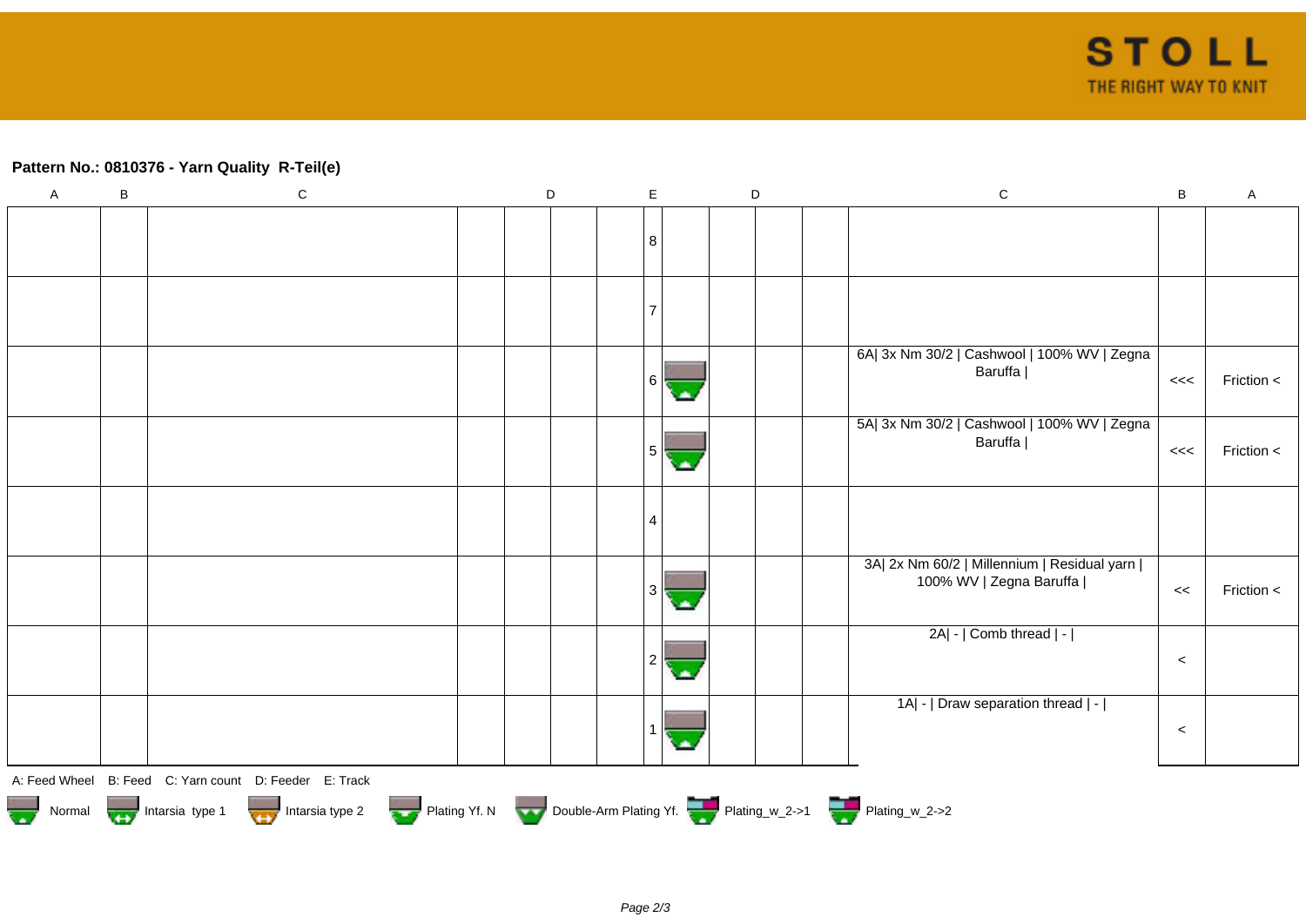**Pattern No.: 0810376 - Yarn Quality  R-Teil(e)**

| A | B | C | D | | | | E | | D | | | C | B | A |
|---|---|---|---|---|---|---|---|---|---|---|---|---|---|---|
| | | | | | | | 8 | | | | | | | |
| | | | | | | | 7 | | | | | | | |
| | | | | | | | 6 | | | | | 6A\| 3x Nm 30/2 \| Cashwool \| 100% WV \| Zegna Baruffa \| | <<< | Friction < |
| | | | | | | | 5 | | | | | 5A\| 3x Nm 30/2 \| Cashwool \| 100% WV \| Zegna Baruffa \| | <<< | Friction < |
| | | | | | | | 4 | | | | | | | |
| | | | | | | | 3 | | | | | 3A\| 2x Nm 60/2 \| Millennium \| Residual yarn \| 100% WV \| Zegna Baruffa \| | << | Friction < |
| | | | | | | | 2 | | | | | 2A\| - \| Comb thread \| - \| | < | |
| | | | | | | | 1 | | | | | 1A\| - \| Draw separation thread \| - \| | < | |

A: Feed Wheel B: Feed C: Yarn count D: Feeder E: Track

Normal  Intarsia type 1  Intarsia type 2  Plating Yf. N  Double-Arm Plating Yf.  Plating_w_2->1  Plating_w_2->2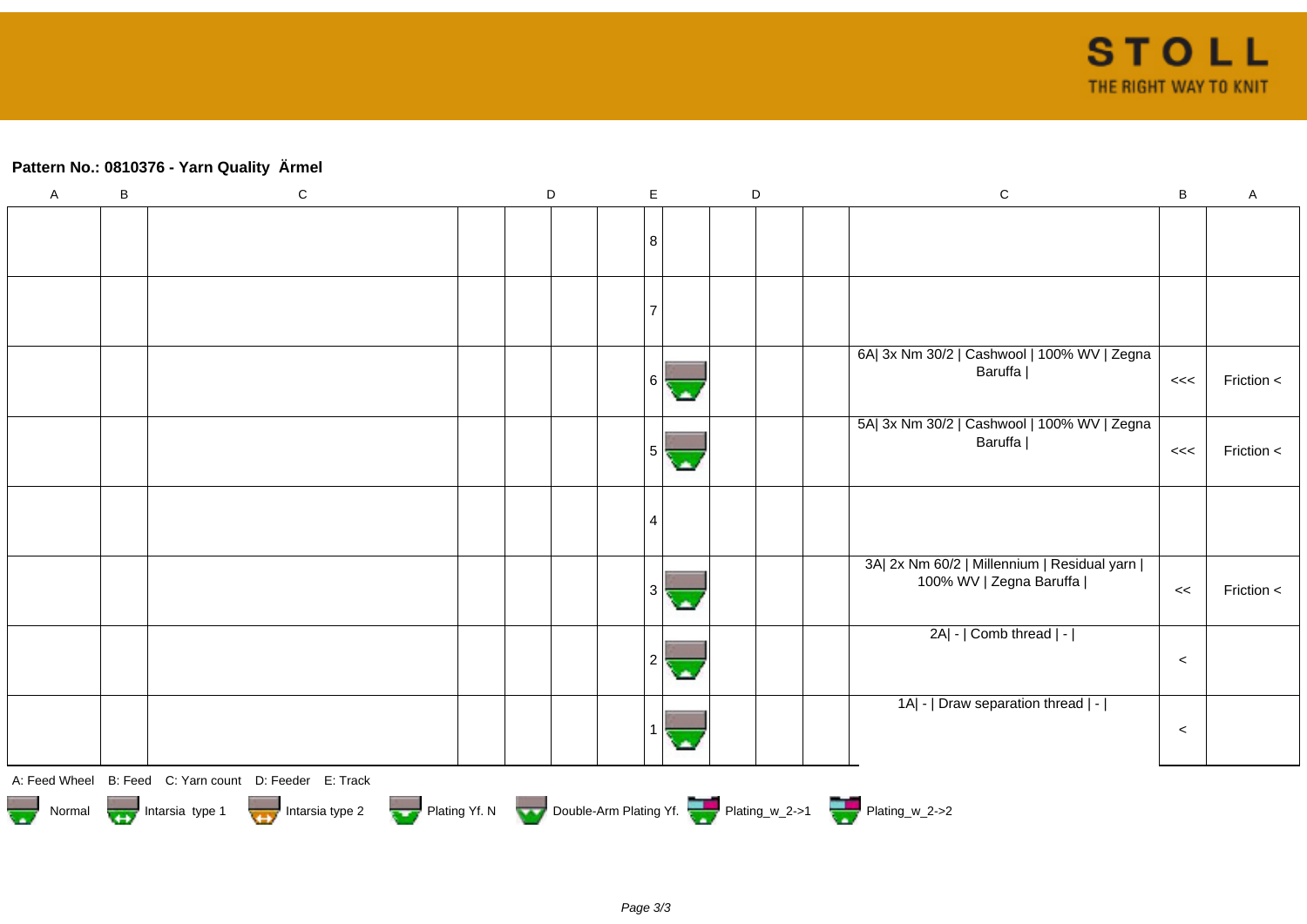STOLL
THE RIGHT WAY TO KNIT

**Pattern No.: 0810376 - Yarn Quality  Ärmel**

| A | B | C | D | | | | E | | D | | | C | B | A |
|---|---|---|---|---|---|---|---|---|---|---|---|---|---|---|
| | | | | | | | 8 | | | | | | | |
| | | | | | | | 7 | | | | | | | |
| | | | | | | | 6 | | | | | 6A\| 3x Nm 30/2 \| Cashwool \| 100% WV \| Zegna Baruffa \| | <<< | Friction < |
| | | | | | | | 5 | | | | | 5A\| 3x Nm 30/2 \| Cashwool \| 100% WV \| Zegna Baruffa \| | <<< | Friction < |
| | | | | | | | 4 | | | | | | | |
| | | | | | | | 3 | | | | | 3A\| 2x Nm 60/2 \| Millennium \| Residual yarn \| 100% WV \| Zegna Baruffa \| | << | Friction < |
| | | | | | | | 2 | | | | | 2A\| - \| Comb thread \| - \| | < | |
| | | | | | | | 1 | | | | | 1A\| - \| Draw separation thread \| - \| | < | |

A: Feed Wheel   B: Feed   C: Yarn count   D: Feeder   E: Track

Normal   Intarsia type 1   Intarsia type 2   Plating Yf. N   Double-Arm Plating Yf.   Plating_w_2->1   Plating_w_2->2